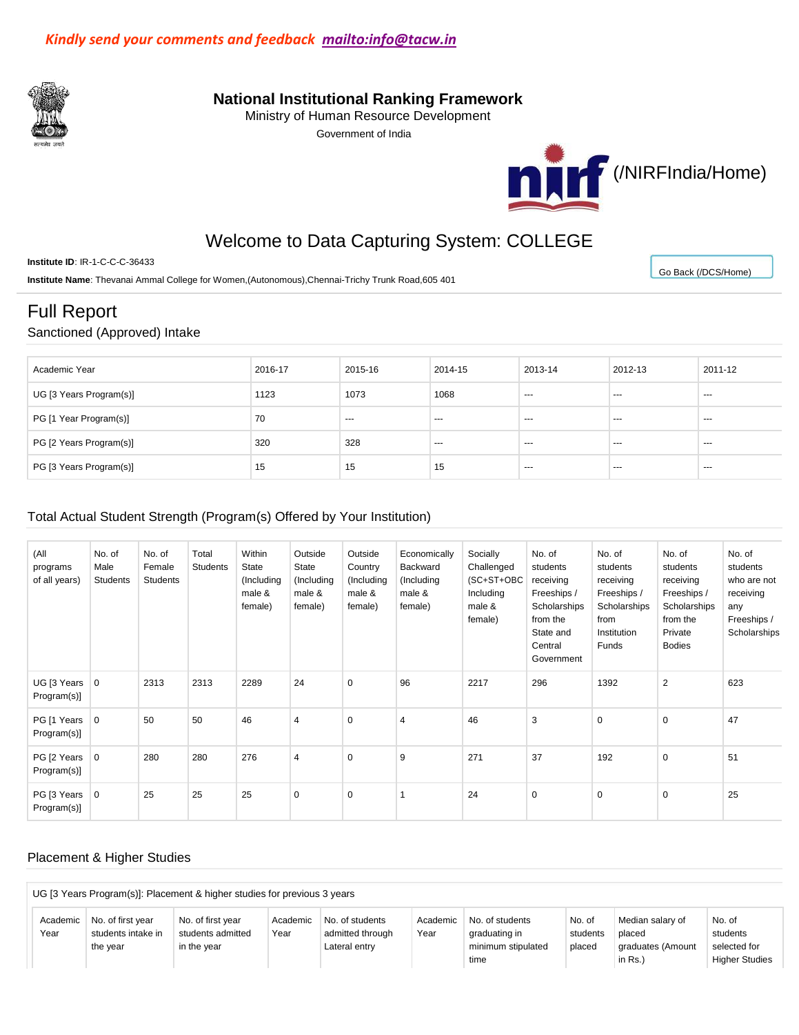*Kindly send your comments and feedback mailto:info@tacw.in*

## National Institutional Ranking Framework

Ministry of Human Resource Development

Government of India

(/NIRFIndia/Home)

# Welcome to Data Capturing System: COLLEGE

**Institute ID**: IR-1-C-C-C-36433

**Institute Name**: Thevanai Ammal College for Women,(Autonomous),Chennai-Trichy Trunk Road,605 401

Go Back (/DCS/Home)

# Full Report

## Sanctioned (Approved) Intake

| Academic Year | 2016-17 | 2015-16 | 2014-15 | 2013-14 | 2012-13 | 2011-12 |
|---|---|---|---|---|---|---|
| UG [3 Years Program(s)] | 1123 | 1073 | 1068 | --- | --- | --- |
| PG [1 Year Program(s)] | 70 | --- | --- | --- | --- | --- |
| PG [2 Years Program(s)] | 320 | 328 | --- | --- | --- | --- |
| PG [3 Years Program(s)] | 15 | 15 | 15 | --- | --- | --- |

## Total Actual Student Strength (Program(s) Offered by Your Institution)

| (All programs of all years) | No. of Male Students | No. of Female Students | Total Students | Within State (Including male & female) | Outside State (Including male & female) | Outside Country (Including male & female) | Economically Backward (Including male & female) | Socially Challenged (SC+ST+OBC Including male & female) | No. of students receiving Freeships / Scholarships from the State and Central Government | No. of students receiving Freeships / Scholarships from Institution Funds | No. of students receiving Freeships / Scholarships from the Private Bodies | No. of students who are not receiving any Freeships / Scholarships |
|---|---|---|---|---|---|---|---|---|---|---|---|---|
| UG [3 Years Program(s)] | 0 | 2313 | 2313 | 2289 | 24 | 0 | 96 | 2217 | 296 | 1392 | 2 | 623 |
| PG [1 Years Program(s)] | 0 | 50 | 50 | 46 | 4 | 0 | 4 | 46 | 3 | 0 | 0 | 47 |
| PG [2 Years Program(s)] | 0 | 280 | 280 | 276 | 4 | 0 | 9 | 271 | 37 | 192 | 0 | 51 |
| PG [3 Years Program(s)] | 0 | 25 | 25 | 25 | 0 | 0 | 1 | 24 | 0 | 0 | 0 | 25 |

## Placement & Higher Studies

UG [3 Years Program(s)]: Placement & higher studies for previous 3 years

| Academic Year | No. of first year students intake in the year | No. of first year students admitted in the year | Academic Year | No. of students admitted through Lateral entry | Academic Year | No. of students graduating in minimum stipulated time | No. of students placed | Median salary of placed graduates (Amount in Rs.) | No. of students selected for Higher Studies |
|---|---|---|---|---|---|---|---|---|---|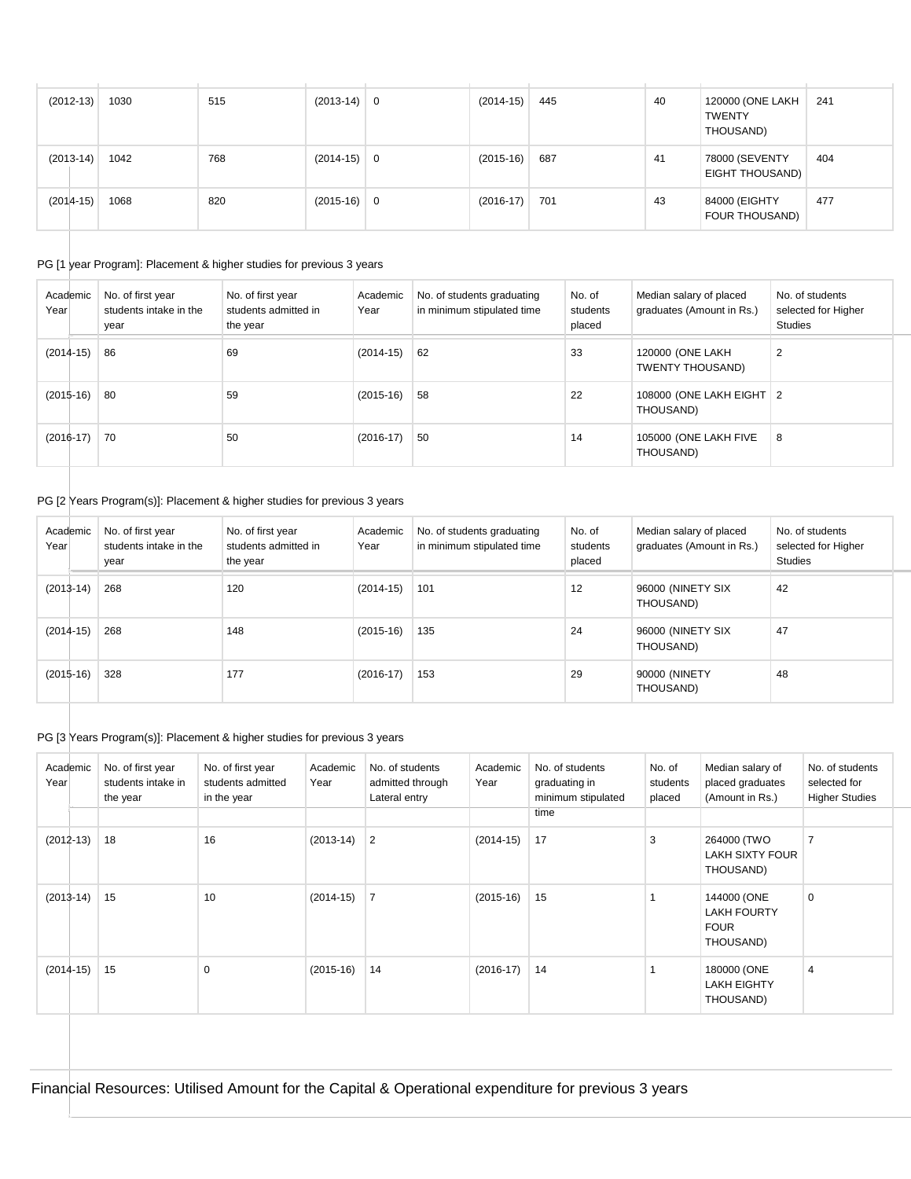| (2012-13) | 1030 | 515 | (2013-14) | 0 | (2014-15) | 445 | 40 | 120000 (ONE LAKH TWENTY THOUSAND) | 241 |
|---|---|---|---|---|---|---|---|---|---|
| (2013-14) | 1042 | 768 | (2014-15) | 0 | (2015-16) | 687 | 41 | 78000 (SEVENTY EIGHT THOUSAND) | 404 |
| (2014-15) | 1068 | 820 | (2015-16) | 0 | (2016-17) | 701 | 43 | 84000 (EIGHTY FOUR THOUSAND) | 477 |

PG [1 year Program]: Placement & higher studies for previous 3 years

| Academic Year | No. of first year students intake in the year | No. of first year students admitted in the year | Academic Year | No. of students graduating in minimum stipulated time | No. of students placed | Median salary of placed graduates (Amount in Rs.) | No. of students selected for Higher Studies |
|---|---|---|---|---|---|---|---|
| (2014-15) | 86 | 69 | (2014-15) | 62 | 33 | 120000 (ONE LAKH TWENTY THOUSAND) | 2 |
| (2015-16) | 80 | 59 | (2015-16) | 58 | 22 | 108000 (ONE LAKH EIGHT THOUSAND) | 2 |
| (2016-17) | 70 | 50 | (2016-17) | 50 | 14 | 105000 (ONE LAKH FIVE THOUSAND) | 8 |

PG [2 Years Program(s)]: Placement & higher studies for previous 3 years

| Academic Year | No. of first year students intake in the year | No. of first year students admitted in the year | Academic Year | No. of students graduating in minimum stipulated time | No. of students placed | Median salary of placed graduates (Amount in Rs.) | No. of students selected for Higher Studies |
|---|---|---|---|---|---|---|---|
| (2013-14) | 268 | 120 | (2014-15) | 101 | 12 | 96000 (NINETY SIX THOUSAND) | 42 |
| (2014-15) | 268 | 148 | (2015-16) | 135 | 24 | 96000 (NINETY SIX THOUSAND) | 47 |
| (2015-16) | 328 | 177 | (2016-17) | 153 | 29 | 90000 (NINETY THOUSAND) | 48 |

PG [3 Years Program(s)]: Placement & higher studies for previous 3 years

| Academic Year | No. of first year students intake in the year | No. of first year students admitted in the year | Academic Year | No. of students admitted through Lateral entry | Academic Year | No. of students graduating in minimum stipulated time | No. of students placed | Median salary of placed graduates (Amount in Rs.) | No. of students selected for Higher Studies |
|---|---|---|---|---|---|---|---|---|---|
| (2012-13) | 18 | 16 | (2013-14) | 2 | (2014-15) | 17 | 3 | 264000 (TWO LAKH SIXTY FOUR THOUSAND) | 7 |
| (2013-14) | 15 | 10 | (2014-15) | 7 | (2015-16) | 15 | 1 | 144000 (ONE LAKH FOURTY FOUR THOUSAND) | 0 |
| (2014-15) | 15 | 0 | (2015-16) | 14 | (2016-17) | 14 | 1 | 180000 (ONE LAKH EIGHTY THOUSAND) | 4 |

Financial Resources: Utilised Amount for the Capital & Operational expenditure for previous 3 years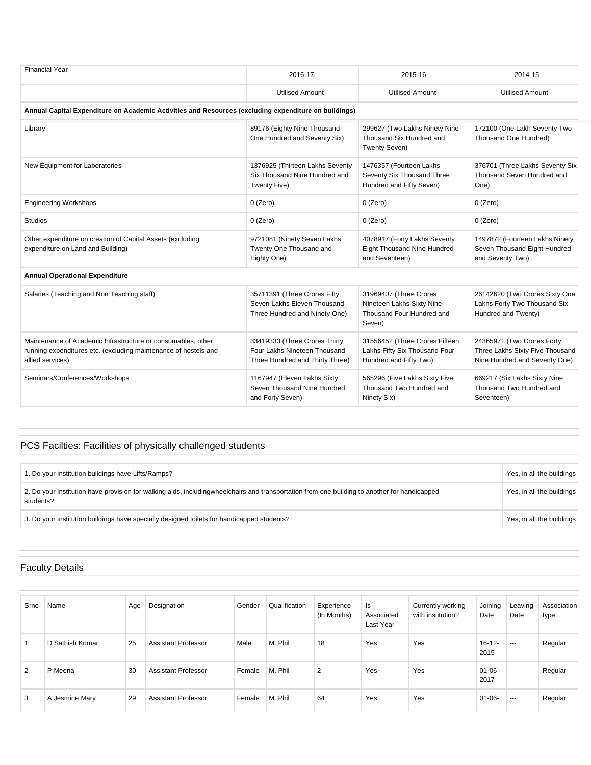| Financial Year | 2016-17 | 2015-16 | 2014-15 |
|---|---|---|---|
| | Utilised Amount | Utilised Amount | Utilised Amount |
| **Annual Capital Expenditure on Academic Activities and Resources (excluding expenditure on buildings)** | | | |
| Library | 89176 (Eighty Nine Thousand One Hundred and Seventy Six) | 299627 (Two Lakhs Ninety Nine Thousand Six Hundred and Twenty Seven) | 172100 (One Lakh Seventy Two Thousand One Hundred) |
| New Equipment for Laboratories | 1376925 (Thirteen Lakhs Seventy Six Thousand Nine Hundred and Twenty Five) | 1476357 (Fourteen Lakhs Seventy Six Thousand Three Hundred and Fifty Seven) | 376701 (Three Lakhs Seventy Six Thousand Seven Hundred and One) |
| Engineering Workshops | 0 (Zero) | 0 (Zero) | 0 (Zero) |
| Studios | 0 (Zero) | 0 (Zero) | 0 (Zero) |
| Other expenditure on creation of Capital Assets (excluding expenditure on Land and Building) | 9721081 (Ninety Seven Lakhs Twenty One Thousand and Eighty One) | 4078917 (Forty Lakhs Seventy Eight Thousand Nine Hundred and Seventeen) | 1497872 (Fourteen Lakhs Ninety Seven Thousand Eight Hundred and Seventy Two) |
| **Annual Operational Expenditure** | | | |
| Salaries (Teaching and Non Teaching staff) | 35711391 (Three Crores Fifty Seven Lakhs Eleven Thousand Three Hundred and Ninety One) | 31969407 (Three Crores Nineteen Lakhs Sixty Nine Thousand Four Hundred and Seven) | 26142620 (Two Crores Sixty One Lakhs Forty Two Thousand Six Hundred and Twenty) |
| Maintenance of Academic Infrastructure or consumables, other running expenditures etc. (excluding maintenance of hostels and allied services) | 33419333 (Three Crores Thirty Four Lakhs Nineteen Thousand Three Hundred and Thirty Three) | 31556452 (Three Crores Fifteen Lakhs Fifty Six Thousand Four Hundred and Fifty Two) | 24365971 (Two Crores Forty Three Lakhs Sixty Five Thousand Nine Hundred and Seventy One) |
| Seminars/Conferences/Workshops | 1167947 (Eleven Lakhs Sixty Seven Thousand Nine Hundred and Forty Seven) | 565296 (Five Lakhs Sixty Five Thousand Two Hundred and Ninety Six) | 669217 (Six Lakhs Sixty Nine Thousand Two Hundred and Seventeen) |

## PCS Facilties: Facilities of physically challenged students

| | |
|---|---|
| 1. Do your institution buildings have Lifts/Ramps? | Yes, in all the buildings |
| 2. Do your institution have provision for walking aids, includingwheelchairs and transportation from one building to another for handicapped students? | Yes, in all the buildings |
| 3. Do your institution buildings have specially designed toilets for handicapped students? | Yes, in all the buildings |

## Faculty Details

| Srno | Name | Age | Designation | Gender | Qualification | Experience (In Months) | Is Associated Last Year | Currently working with institution? | Joining Date | Leaving Date | Association type |
|---|---|---|---|---|---|---|---|---|---|---|---|
| 1 | D Sathish Kumar | 25 | Assistant Professor | Male | M. Phil | 18 | Yes | Yes | 16-12-2015 | --- | Regular |
| 2 | P Meena | 30 | Assistant Professor | Female | M. Phil | 2 | Yes | Yes | 01-06-2017 | --- | Regular |
| 3 | A Jesmine Mary | 29 | Assistant Professor | Female | M. Phil | 64 | Yes | Yes | 01-06- | --- | Regular |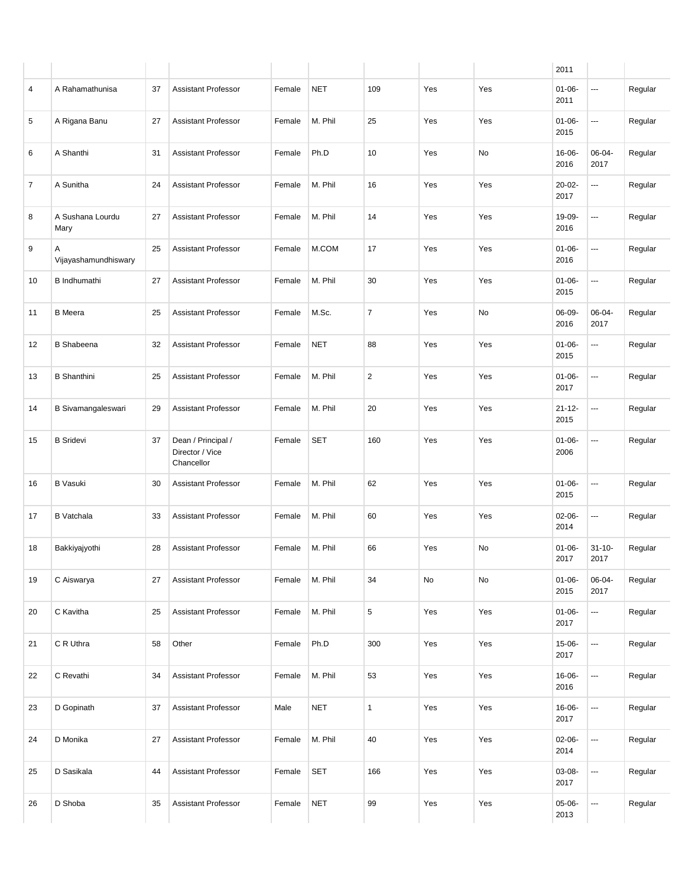| | | | | | | | | | | | |
|---|---|---|---|---|---|---|---|---|---|---|---|
| | | | | | | | | | 2011 | | |
| 4 | A Rahamathunisa | 37 | Assistant Professor | Female | NET | 109 | Yes | Yes | 01-06-2011 | --- | Regular |
| 5 | A Rigana Banu | 27 | Assistant Professor | Female | M. Phil | 25 | Yes | Yes | 01-06-2015 | --- | Regular |
| 6 | A Shanthi | 31 | Assistant Professor | Female | Ph.D | 10 | Yes | No | 16-06-2016 | 06-04-2017 | Regular |
| 7 | A Sunitha | 24 | Assistant Professor | Female | M. Phil | 16 | Yes | Yes | 20-02-2017 | --- | Regular |
| 8 | A Sushana Lourdu Mary | 27 | Assistant Professor | Female | M. Phil | 14 | Yes | Yes | 19-09-2016 | --- | Regular |
| 9 | A Vijayashamundhiswary | 25 | Assistant Professor | Female | M.COM | 17 | Yes | Yes | 01-06-2016 | --- | Regular |
| 10 | B Indhumathi | 27 | Assistant Professor | Female | M. Phil | 30 | Yes | Yes | 01-06-2015 | --- | Regular |
| 11 | B Meera | 25 | Assistant Professor | Female | M.Sc. | 7 | Yes | No | 06-09-2016 | 06-04-2017 | Regular |
| 12 | B Shabeena | 32 | Assistant Professor | Female | NET | 88 | Yes | Yes | 01-06-2015 | --- | Regular |
| 13 | B Shanthini | 25 | Assistant Professor | Female | M. Phil | 2 | Yes | Yes | 01-06-2017 | --- | Regular |
| 14 | B Sivamangaleswari | 29 | Assistant Professor | Female | M. Phil | 20 | Yes | Yes | 21-12-2015 | --- | Regular |
| 15 | B Sridevi | 37 | Dean / Principal / Director / Vice Chancellor | Female | SET | 160 | Yes | Yes | 01-06-2006 | --- | Regular |
| 16 | B Vasuki | 30 | Assistant Professor | Female | M. Phil | 62 | Yes | Yes | 01-06-2015 | --- | Regular |
| 17 | B Vatchala | 33 | Assistant Professor | Female | M. Phil | 60 | Yes | Yes | 02-06-2014 | --- | Regular |
| 18 | Bakkiyajyothi | 28 | Assistant Professor | Female | M. Phil | 66 | Yes | No | 01-06-2017 | 31-10-2017 | Regular |
| 19 | C Aiswarya | 27 | Assistant Professor | Female | M. Phil | 34 | No | No | 01-06-2015 | 06-04-2017 | Regular |
| 20 | C Kavitha | 25 | Assistant Professor | Female | M. Phil | 5 | Yes | Yes | 01-06-2017 | --- | Regular |
| 21 | C R Uthra | 58 | Other | Female | Ph.D | 300 | Yes | Yes | 15-06-2017 | --- | Regular |
| 22 | C Revathi | 34 | Assistant Professor | Female | M. Phil | 53 | Yes | Yes | 16-06-2016 | --- | Regular |
| 23 | D Gopinath | 37 | Assistant Professor | Male | NET | 1 | Yes | Yes | 16-06-2017 | --- | Regular |
| 24 | D Monika | 27 | Assistant Professor | Female | M. Phil | 40 | Yes | Yes | 02-06-2014 | --- | Regular |
| 25 | D Sasikala | 44 | Assistant Professor | Female | SET | 166 | Yes | Yes | 03-08-2017 | --- | Regular |
| 26 | D Shoba | 35 | Assistant Professor | Female | NET | 99 | Yes | Yes | 05-06-2013 | --- | Regular |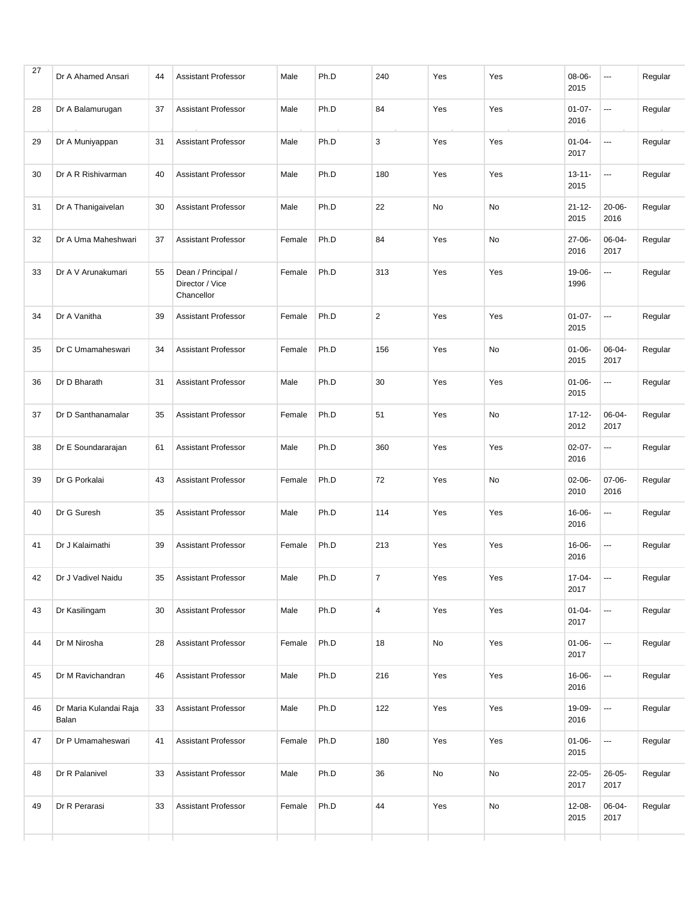| | | | | | | | | | | | |
|---|---|---|---|---|---|---|---|---|---|---|---|
| 27 | Dr A Ahamed Ansari | 44 | Assistant Professor | Male | Ph.D | 240 | Yes | Yes | 08-06-2015 | --- | Regular |
| 28 | Dr A Balamurugan | 37 | Assistant Professor | Male | Ph.D | 84 | Yes | Yes | 01-07-2016 | --- | Regular |
| 29 | Dr A Muniyappan | 31 | Assistant Professor | Male | Ph.D | 3 | Yes | Yes | 01-04-2017 | --- | Regular |
| 30 | Dr A R Rishivarman | 40 | Assistant Professor | Male | Ph.D | 180 | Yes | Yes | 13-11-2015 | --- | Regular |
| 31 | Dr A Thanigaivelan | 30 | Assistant Professor | Male | Ph.D | 22 | No | No | 21-12-2015 | 20-06-2016 | Regular |
| 32 | Dr A Uma Maheshwari | 37 | Assistant Professor | Female | Ph.D | 84 | Yes | No | 27-06-2016 | 06-04-2017 | Regular |
| 33 | Dr A V Arunakumari | 55 | Dean / Principal / Director / Vice Chancellor | Female | Ph.D | 313 | Yes | Yes | 19-06-1996 | --- | Regular |
| 34 | Dr A Vanitha | 39 | Assistant Professor | Female | Ph.D | 2 | Yes | Yes | 01-07-2015 | --- | Regular |
| 35 | Dr C Umamaheswari | 34 | Assistant Professor | Female | Ph.D | 156 | Yes | No | 01-06-2015 | 06-04-2017 | Regular |
| 36 | Dr D Bharath | 31 | Assistant Professor | Male | Ph.D | 30 | Yes | Yes | 01-06-2015 | --- | Regular |
| 37 | Dr D Santhanamalar | 35 | Assistant Professor | Female | Ph.D | 51 | Yes | No | 17-12-2012 | 06-04-2017 | Regular |
| 38 | Dr E Soundararajan | 61 | Assistant Professor | Male | Ph.D | 360 | Yes | Yes | 02-07-2016 | --- | Regular |
| 39 | Dr G Porkalai | 43 | Assistant Professor | Female | Ph.D | 72 | Yes | No | 02-06-2010 | 07-06-2016 | Regular |
| 40 | Dr G Suresh | 35 | Assistant Professor | Male | Ph.D | 114 | Yes | Yes | 16-06-2016 | --- | Regular |
| 41 | Dr J Kalaimathi | 39 | Assistant Professor | Female | Ph.D | 213 | Yes | Yes | 16-06-2016 | --- | Regular |
| 42 | Dr J Vadivel Naidu | 35 | Assistant Professor | Male | Ph.D | 7 | Yes | Yes | 17-04-2017 | --- | Regular |
| 43 | Dr Kasilingam | 30 | Assistant Professor | Male | Ph.D | 4 | Yes | Yes | 01-04-2017 | --- | Regular |
| 44 | Dr M Nirosha | 28 | Assistant Professor | Female | Ph.D | 18 | No | Yes | 01-06-2017 | --- | Regular |
| 45 | Dr M Ravichandran | 46 | Assistant Professor | Male | Ph.D | 216 | Yes | Yes | 16-06-2016 | --- | Regular |
| 46 | Dr Maria Kulandai Raja Balan | 33 | Assistant Professor | Male | Ph.D | 122 | Yes | Yes | 19-09-2016 | --- | Regular |
| 47 | Dr P Umamaheswari | 41 | Assistant Professor | Female | Ph.D | 180 | Yes | Yes | 01-06-2015 | --- | Regular |
| 48 | Dr R Palanivel | 33 | Assistant Professor | Male | Ph.D | 36 | No | No | 22-05-2017 | 26-05-2017 | Regular |
| 49 | Dr R Perarasi | 33 | Assistant Professor | Female | Ph.D | 44 | Yes | No | 12-08-2015 | 06-04-2017 | Regular |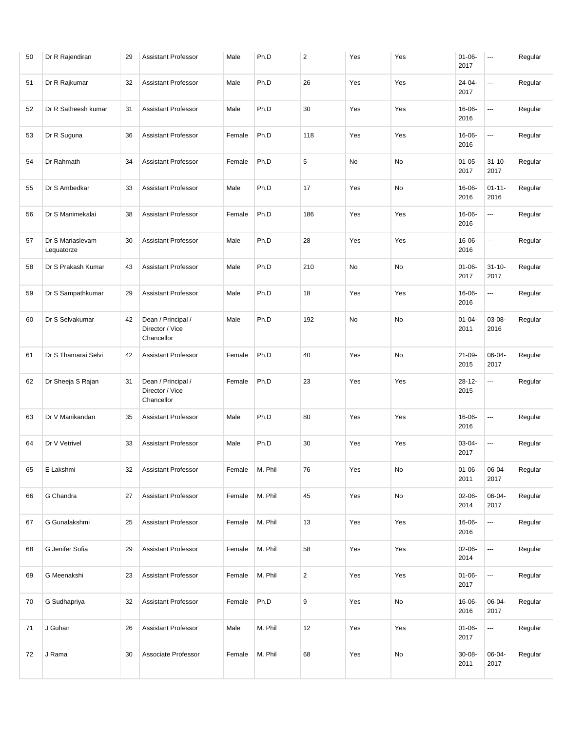| 50 | Dr R Rajendiran | 29 | Assistant Professor | Male | Ph.D | 2 | Yes | Yes | 01-06-2017 | --- | Regular |
|---|---|---|---|---|---|---|---|---|---|---|---|
| 51 | Dr R Rajkumar | 32 | Assistant Professor | Male | Ph.D | 26 | Yes | Yes | 24-04-2017 | --- | Regular |
| 52 | Dr R Satheesh kumar | 31 | Assistant Professor | Male | Ph.D | 30 | Yes | Yes | 16-06-2016 | --- | Regular |
| 53 | Dr R Suguna | 36 | Assistant Professor | Female | Ph.D | 118 | Yes | Yes | 16-06-2016 | --- | Regular |
| 54 | Dr Rahmath | 34 | Assistant Professor | Female | Ph.D | 5 | No | No | 01-05-2017 | 31-10-2017 | Regular |
| 55 | Dr S Ambedkar | 33 | Assistant Professor | Male | Ph.D | 17 | Yes | No | 16-06-2016 | 01-11-2016 | Regular |
| 56 | Dr S Manimekalai | 38 | Assistant Professor | Female | Ph.D | 186 | Yes | Yes | 16-06-2016 | --- | Regular |
| 57 | Dr S Mariaslevam Lequatorze | 30 | Assistant Professor | Male | Ph.D | 28 | Yes | Yes | 16-06-2016 | --- | Regular |
| 58 | Dr S Prakash Kumar | 43 | Assistant Professor | Male | Ph.D | 210 | No | No | 01-06-2017 | 31-10-2017 | Regular |
| 59 | Dr S Sampathkumar | 29 | Assistant Professor | Male | Ph.D | 18 | Yes | Yes | 16-06-2016 | --- | Regular |
| 60 | Dr S Selvakumar | 42 | Dean / Principal / Director / Vice Chancellor | Male | Ph.D | 192 | No | No | 01-04-2011 | 03-08-2016 | Regular |
| 61 | Dr S Thamarai Selvi | 42 | Assistant Professor | Female | Ph.D | 40 | Yes | No | 21-09-2015 | 06-04-2017 | Regular |
| 62 | Dr Sheeja S Rajan | 31 | Dean / Principal / Director / Vice Chancellor | Female | Ph.D | 23 | Yes | Yes | 28-12-2015 | --- | Regular |
| 63 | Dr V Manikandan | 35 | Assistant Professor | Male | Ph.D | 80 | Yes | Yes | 16-06-2016 | --- | Regular |
| 64 | Dr V Vetrivel | 33 | Assistant Professor | Male | Ph.D | 30 | Yes | Yes | 03-04-2017 | --- | Regular |
| 65 | E Lakshmi | 32 | Assistant Professor | Female | M. Phil | 76 | Yes | No | 01-06-2011 | 06-04-2017 | Regular |
| 66 | G Chandra | 27 | Assistant Professor | Female | M. Phil | 45 | Yes | No | 02-06-2014 | 06-04-2017 | Regular |
| 67 | G Gunalakshmi | 25 | Assistant Professor | Female | M. Phil | 13 | Yes | Yes | 16-06-2016 | --- | Regular |
| 68 | G Jenifer Sofia | 29 | Assistant Professor | Female | M. Phil | 58 | Yes | Yes | 02-06-2014 | --- | Regular |
| 69 | G Meenakshi | 23 | Assistant Professor | Female | M. Phil | 2 | Yes | Yes | 01-06-2017 | --- | Regular |
| 70 | G Sudhapriya | 32 | Assistant Professor | Female | Ph.D | 9 | Yes | No | 16-06-2016 | 06-04-2017 | Regular |
| 71 | J Guhan | 26 | Assistant Professor | Male | M. Phil | 12 | Yes | Yes | 01-06-2017 | --- | Regular |
| 72 | J Rama | 30 | Associate Professor | Female | M. Phil | 68 | Yes | No | 30-08-2011 | 06-04-2017 | Regular |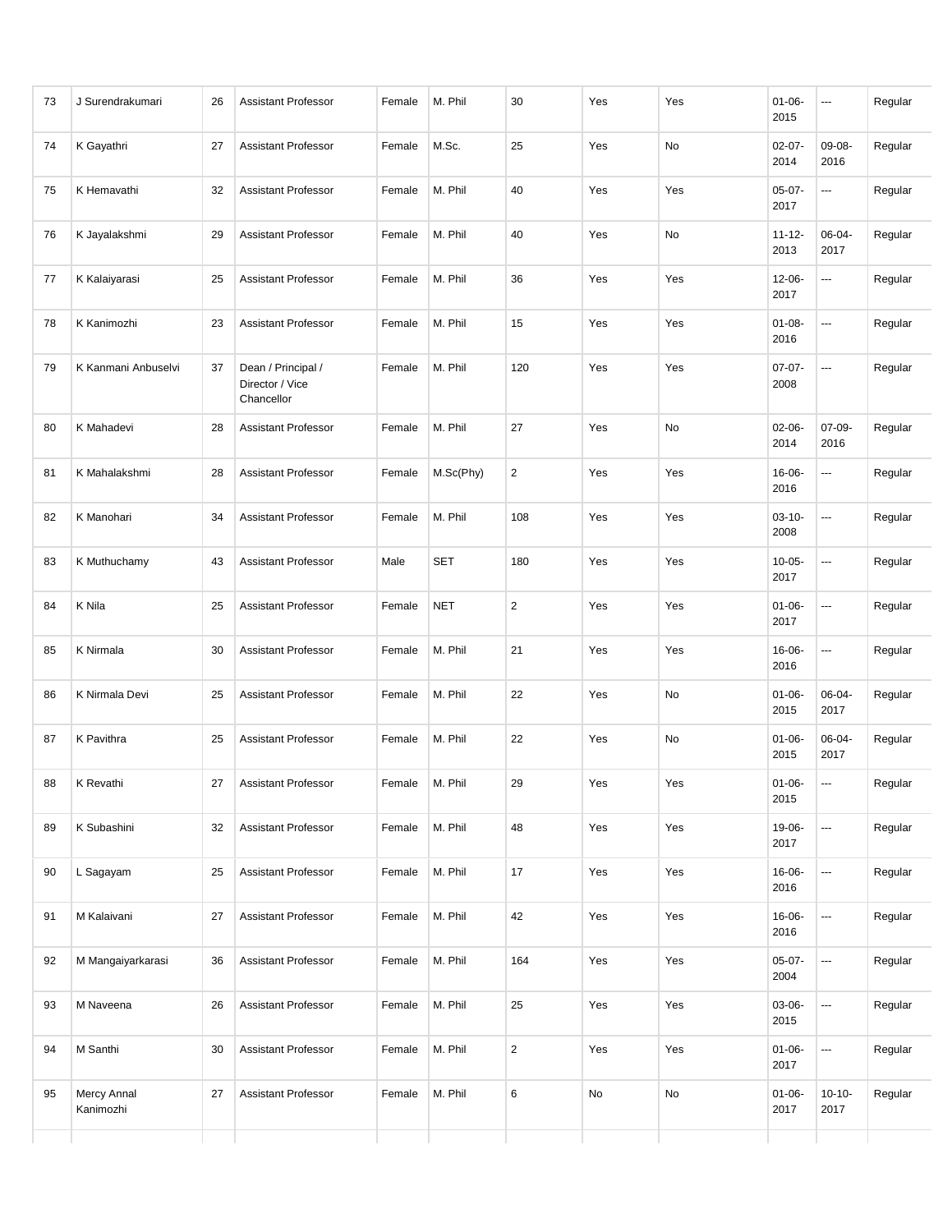| 73 | J Surendrakumari | 26 | Assistant Professor | Female | M. Phil | 30 | Yes | Yes | 01-06-2015 | --- | Regular |
|---|---|---|---|---|---|---|---|---|---|---|---|
| 74 | K Gayathri | 27 | Assistant Professor | Female | M.Sc. | 25 | Yes | No | 02-07-2014 | 09-08-2016 | Regular |
| 75 | K Hemavathi | 32 | Assistant Professor | Female | M. Phil | 40 | Yes | Yes | 05-07-2017 | --- | Regular |
| 76 | K Jayalakshmi | 29 | Assistant Professor | Female | M. Phil | 40 | Yes | No | 11-12-2013 | 06-04-2017 | Regular |
| 77 | K Kalaiyarasi | 25 | Assistant Professor | Female | M. Phil | 36 | Yes | Yes | 12-06-2017 | --- | Regular |
| 78 | K Kanimozhi | 23 | Assistant Professor | Female | M. Phil | 15 | Yes | Yes | 01-08-2016 | --- | Regular |
| 79 | K Kanmani Anbuselvi | 37 | Dean / Principal / Director / Vice Chancellor | Female | M. Phil | 120 | Yes | Yes | 07-07-2008 | --- | Regular |
| 80 | K Mahadevi | 28 | Assistant Professor | Female | M. Phil | 27 | Yes | No | 02-06-2014 | 07-09-2016 | Regular |
| 81 | K Mahalakshmi | 28 | Assistant Professor | Female | M.Sc(Phy) | 2 | Yes | Yes | 16-06-2016 | --- | Regular |
| 82 | K Manohari | 34 | Assistant Professor | Female | M. Phil | 108 | Yes | Yes | 03-10-2008 | --- | Regular |
| 83 | K Muthuchamy | 43 | Assistant Professor | Male | SET | 180 | Yes | Yes | 10-05-2017 | --- | Regular |
| 84 | K Nila | 25 | Assistant Professor | Female | NET | 2 | Yes | Yes | 01-06-2017 | --- | Regular |
| 85 | K Nirmala | 30 | Assistant Professor | Female | M. Phil | 21 | Yes | Yes | 16-06-2016 | --- | Regular |
| 86 | K Nirmala Devi | 25 | Assistant Professor | Female | M. Phil | 22 | Yes | No | 01-06-2015 | 06-04-2017 | Regular |
| 87 | K Pavithra | 25 | Assistant Professor | Female | M. Phil | 22 | Yes | No | 01-06-2015 | 06-04-2017 | Regular |
| 88 | K Revathi | 27 | Assistant Professor | Female | M. Phil | 29 | Yes | Yes | 01-06-2015 | --- | Regular |
| 89 | K Subashini | 32 | Assistant Professor | Female | M. Phil | 48 | Yes | Yes | 19-06-2017 | --- | Regular |
| 90 | L Sagayam | 25 | Assistant Professor | Female | M. Phil | 17 | Yes | Yes | 16-06-2016 | --- | Regular |
| 91 | M Kalaivani | 27 | Assistant Professor | Female | M. Phil | 42 | Yes | Yes | 16-06-2016 | --- | Regular |
| 92 | M Mangaiyarkarasi | 36 | Assistant Professor | Female | M. Phil | 164 | Yes | Yes | 05-07-2004 | --- | Regular |
| 93 | M Naveena | 26 | Assistant Professor | Female | M. Phil | 25 | Yes | Yes | 03-06-2015 | --- | Regular |
| 94 | M Santhi | 30 | Assistant Professor | Female | M. Phil | 2 | Yes | Yes | 01-06-2017 | --- | Regular |
| 95 | Mercy Annal Kanimozhi | 27 | Assistant Professor | Female | M. Phil | 6 | No | No | 01-06-2017 | 10-10-2017 | Regular |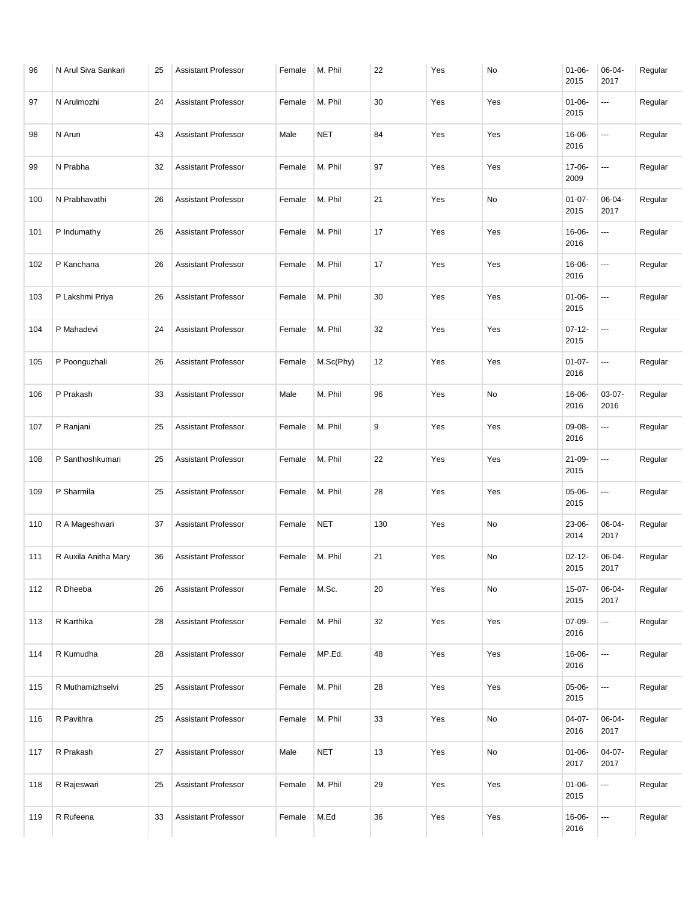| | | | | | | | | | | | |
|---|---|---|---|---|---|---|---|---|---|---|---|
| 96 | N Arul Siva Sankari | 25 | Assistant Professor | Female | M. Phil | 22 | Yes | No | 01-06-2015 | 06-04-2017 | Regular |
| 97 | N Arulmozhi | 24 | Assistant Professor | Female | M. Phil | 30 | Yes | Yes | 01-06-2015 | --- | Regular |
| 98 | N Arun | 43 | Assistant Professor | Male | NET | 84 | Yes | Yes | 16-06-2016 | --- | Regular |
| 99 | N Prabha | 32 | Assistant Professor | Female | M. Phil | 97 | Yes | Yes | 17-06-2009 | --- | Regular |
| 100 | N Prabhavathi | 26 | Assistant Professor | Female | M. Phil | 21 | Yes | No | 01-07-2015 | 06-04-2017 | Regular |
| 101 | P Indumathy | 26 | Assistant Professor | Female | M. Phil | 17 | Yes | Yes | 16-06-2016 | --- | Regular |
| 102 | P Kanchana | 26 | Assistant Professor | Female | M. Phil | 17 | Yes | Yes | 16-06-2016 | --- | Regular |
| 103 | P Lakshmi Priya | 26 | Assistant Professor | Female | M. Phil | 30 | Yes | Yes | 01-06-2015 | --- | Regular |
| 104 | P Mahadevi | 24 | Assistant Professor | Female | M. Phil | 32 | Yes | Yes | 07-12-2015 | --- | Regular |
| 105 | P Poonguzhali | 26 | Assistant Professor | Female | M.Sc(Phy) | 12 | Yes | Yes | 01-07-2016 | --- | Regular |
| 106 | P Prakash | 33 | Assistant Professor | Male | M. Phil | 96 | Yes | No | 16-06-2016 | 03-07-2016 | Regular |
| 107 | P Ranjani | 25 | Assistant Professor | Female | M. Phil | 9 | Yes | Yes | 09-08-2016 | --- | Regular |
| 108 | P Santhoshkumari | 25 | Assistant Professor | Female | M. Phil | 22 | Yes | Yes | 21-09-2015 | --- | Regular |
| 109 | P Sharmila | 25 | Assistant Professor | Female | M. Phil | 28 | Yes | Yes | 05-06-2015 | --- | Regular |
| 110 | R A Mageshwari | 37 | Assistant Professor | Female | NET | 130 | Yes | No | 23-06-2014 | 06-04-2017 | Regular |
| 111 | R Auxila Anitha Mary | 36 | Assistant Professor | Female | M. Phil | 21 | Yes | No | 02-12-2015 | 06-04-2017 | Regular |
| 112 | R Dheeba | 26 | Assistant Professor | Female | M.Sc. | 20 | Yes | No | 15-07-2015 | 06-04-2017 | Regular |
| 113 | R Karthika | 28 | Assistant Professor | Female | M. Phil | 32 | Yes | Yes | 07-09-2016 | --- | Regular |
| 114 | R Kumudha | 28 | Assistant Professor | Female | MP.Ed. | 48 | Yes | Yes | 16-06-2016 | --- | Regular |
| 115 | R Muthamizhselvi | 25 | Assistant Professor | Female | M. Phil | 28 | Yes | Yes | 05-06-2015 | --- | Regular |
| 116 | R Pavithra | 25 | Assistant Professor | Female | M. Phil | 33 | Yes | No | 04-07-2016 | 06-04-2017 | Regular |
| 117 | R Prakash | 27 | Assistant Professor | Male | NET | 13 | Yes | No | 01-06-2017 | 04-07-2017 | Regular |
| 118 | R Rajeswari | 25 | Assistant Professor | Female | M. Phil | 29 | Yes | Yes | 01-06-2015 | --- | Regular |
| 119 | R Rufeena | 33 | Assistant Professor | Female | M.Ed | 36 | Yes | Yes | 16-06-2016 | --- | Regular |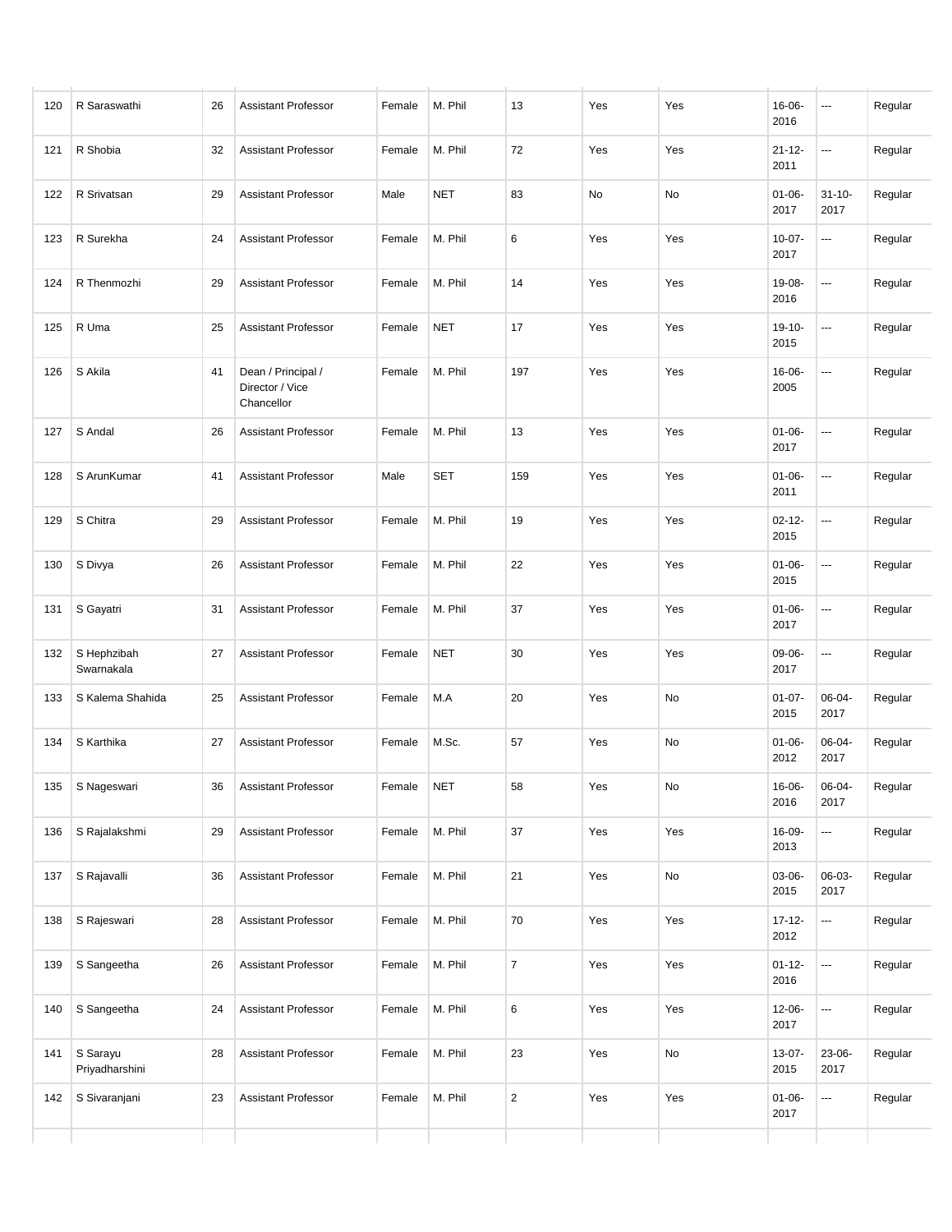| | | | | | | | | | | | |
|---|---|---|---|---|---|---|---|---|---|---|---|
| 120 | R Saraswathi | 26 | Assistant Professor | Female | M. Phil | 13 | Yes | Yes | 16-06-2016 | --- | Regular |
| 121 | R Shobia | 32 | Assistant Professor | Female | M. Phil | 72 | Yes | Yes | 21-12-2011 | --- | Regular |
| 122 | R Srivatsan | 29 | Assistant Professor | Male | NET | 83 | No | No | 01-06-2017 | 31-10-2017 | Regular |
| 123 | R Surekha | 24 | Assistant Professor | Female | M. Phil | 6 | Yes | Yes | 10-07-2017 | --- | Regular |
| 124 | R Thenmozhi | 29 | Assistant Professor | Female | M. Phil | 14 | Yes | Yes | 19-08-2016 | --- | Regular |
| 125 | R Uma | 25 | Assistant Professor | Female | NET | 17 | Yes | Yes | 19-10-2015 | --- | Regular |
| 126 | S Akila | 41 | Dean / Principal / Director / Vice Chancellor | Female | M. Phil | 197 | Yes | Yes | 16-06-2005 | --- | Regular |
| 127 | S Andal | 26 | Assistant Professor | Female | M. Phil | 13 | Yes | Yes | 01-06-2017 | --- | Regular |
| 128 | S ArunKumar | 41 | Assistant Professor | Male | SET | 159 | Yes | Yes | 01-06-2011 | --- | Regular |
| 129 | S Chitra | 29 | Assistant Professor | Female | M. Phil | 19 | Yes | Yes | 02-12-2015 | --- | Regular |
| 130 | S Divya | 26 | Assistant Professor | Female | M. Phil | 22 | Yes | Yes | 01-06-2015 | --- | Regular |
| 131 | S Gayatri | 31 | Assistant Professor | Female | M. Phil | 37 | Yes | Yes | 01-06-2017 | --- | Regular |
| 132 | S Hephzibah Swarnakala | 27 | Assistant Professor | Female | NET | 30 | Yes | Yes | 09-06-2017 | --- | Regular |
| 133 | S Kalema Shahida | 25 | Assistant Professor | Female | M.A | 20 | Yes | No | 01-07-2015 | 06-04-2017 | Regular |
| 134 | S Karthika | 27 | Assistant Professor | Female | M.Sc. | 57 | Yes | No | 01-06-2012 | 06-04-2017 | Regular |
| 135 | S Nageswari | 36 | Assistant Professor | Female | NET | 58 | Yes | No | 16-06-2016 | 06-04-2017 | Regular |
| 136 | S Rajalakshmi | 29 | Assistant Professor | Female | M. Phil | 37 | Yes | Yes | 16-09-2013 | --- | Regular |
| 137 | S Rajavalli | 36 | Assistant Professor | Female | M. Phil | 21 | Yes | No | 03-06-2015 | 06-03-2017 | Regular |
| 138 | S Rajeswari | 28 | Assistant Professor | Female | M. Phil | 70 | Yes | Yes | 17-12-2012 | --- | Regular |
| 139 | S Sangeetha | 26 | Assistant Professor | Female | M. Phil | 7 | Yes | Yes | 01-12-2016 | --- | Regular |
| 140 | S Sangeetha | 24 | Assistant Professor | Female | M. Phil | 6 | Yes | Yes | 12-06-2017 | --- | Regular |
| 141 | S Sarayu Priyadharshini | 28 | Assistant Professor | Female | M. Phil | 23 | Yes | No | 13-07-2015 | 23-06-2017 | Regular |
| 142 | S Sivaranjani | 23 | Assistant Professor | Female | M. Phil | 2 | Yes | Yes | 01-06-2017 | --- | Regular |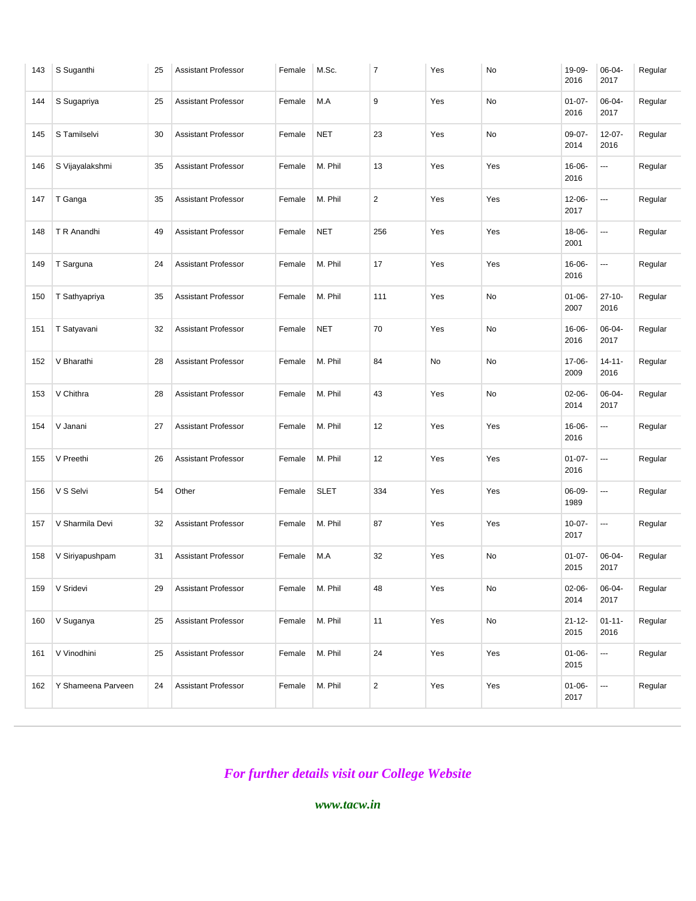| | | | | | | | | | | | |
|---|---|---|---|---|---|---|---|---|---|---|---|
| 143 | S Suganthi | 25 | Assistant Professor | Female | M.Sc. | 7 | Yes | No | 19-09-2016 | 06-04-2017 | Regular |
| 144 | S Sugapriya | 25 | Assistant Professor | Female | M.A | 9 | Yes | No | 01-07-2016 | 06-04-2017 | Regular |
| 145 | S Tamilselvi | 30 | Assistant Professor | Female | NET | 23 | Yes | No | 09-07-2014 | 12-07-2016 | Regular |
| 146 | S Vijayalakshmi | 35 | Assistant Professor | Female | M. Phil | 13 | Yes | Yes | 16-06-2016 | --- | Regular |
| 147 | T Ganga | 35 | Assistant Professor | Female | M. Phil | 2 | Yes | Yes | 12-06-2017 | --- | Regular |
| 148 | T R Anandhi | 49 | Assistant Professor | Female | NET | 256 | Yes | Yes | 18-06-2001 | --- | Regular |
| 149 | T Sarguna | 24 | Assistant Professor | Female | M. Phil | 17 | Yes | Yes | 16-06-2016 | --- | Regular |
| 150 | T Sathyapriya | 35 | Assistant Professor | Female | M. Phil | 111 | Yes | No | 01-06-2007 | 27-10-2016 | Regular |
| 151 | T Satyavani | 32 | Assistant Professor | Female | NET | 70 | Yes | No | 16-06-2016 | 06-04-2017 | Regular |
| 152 | V Bharathi | 28 | Assistant Professor | Female | M. Phil | 84 | No | No | 17-06-2009 | 14-11-2016 | Regular |
| 153 | V Chithra | 28 | Assistant Professor | Female | M. Phil | 43 | Yes | No | 02-06-2014 | 06-04-2017 | Regular |
| 154 | V Janani | 27 | Assistant Professor | Female | M. Phil | 12 | Yes | Yes | 16-06-2016 | --- | Regular |
| 155 | V Preethi | 26 | Assistant Professor | Female | M. Phil | 12 | Yes | Yes | 01-07-2016 | --- | Regular |
| 156 | V S Selvi | 54 | Other | Female | SLET | 334 | Yes | Yes | 06-09-1989 | --- | Regular |
| 157 | V Sharmila Devi | 32 | Assistant Professor | Female | M. Phil | 87 | Yes | Yes | 10-07-2017 | --- | Regular |
| 158 | V Siriyapushpam | 31 | Assistant Professor | Female | M.A | 32 | Yes | No | 01-07-2015 | 06-04-2017 | Regular |
| 159 | V Sridevi | 29 | Assistant Professor | Female | M. Phil | 48 | Yes | No | 02-06-2014 | 06-04-2017 | Regular |
| 160 | V Suganya | 25 | Assistant Professor | Female | M. Phil | 11 | Yes | No | 21-12-2015 | 01-11-2016 | Regular |
| 161 | V Vinodhini | 25 | Assistant Professor | Female | M. Phil | 24 | Yes | Yes | 01-06-2015 | --- | Regular |
| 162 | Y Shameena Parveen | 24 | Assistant Professor | Female | M. Phil | 2 | Yes | Yes | 01-06-2017 | --- | Regular |

*For further details visit our College Website*

***www.tacw.in***